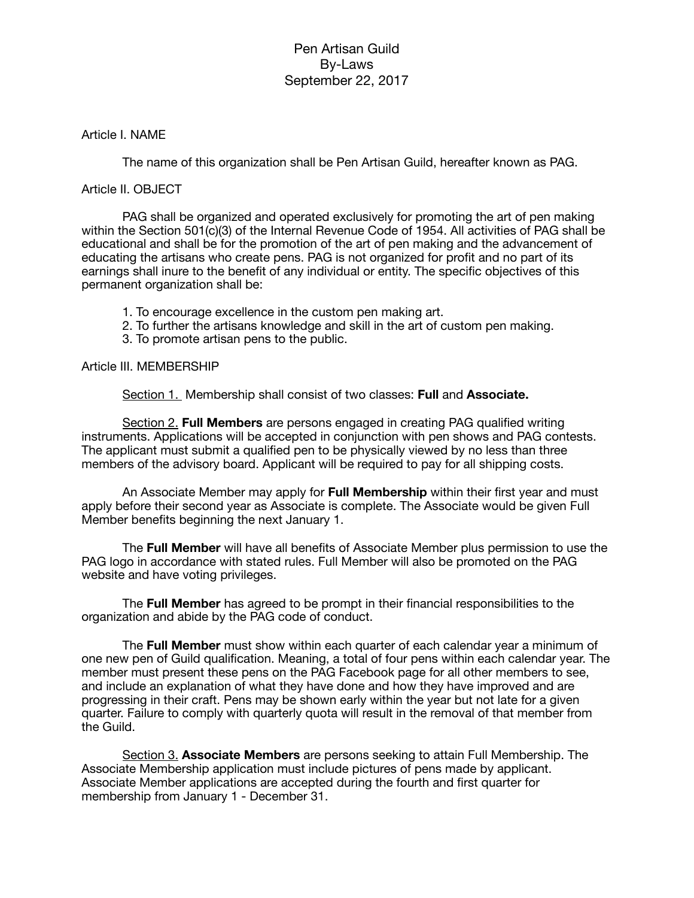# Pen Artisan Guild
# By-Laws
# September 22, 2017

## Article I. NAME

The name of this organization shall be Pen Artisan Guild, hereafter known as PAG.

## Article II. OBJECT

PAG shall be organized and operated exclusively for promoting the art of pen making within the Section 501(c)(3) of the Internal Revenue Code of 1954. All activities of PAG shall be educational and shall be for the promotion of the art of pen making and the advancement of educating the artisans who create pens. PAG is not organized for profit and no part of its earnings shall inure to the benefit of any individual or entity. The specific objectives of this permanent organization shall be:

1. To encourage excellence in the custom pen making art.
2. To further the artisans knowledge and skill in the art of custom pen making.
3. To promote artisan pens to the public.

## Article III. MEMBERSHIP

<u>Section 1.</u> Membership shall consist of two classes: **Full** and **Associate.**

<u>Section 2.</u> **Full Members** are persons engaged in creating PAG qualified writing instruments. Applications will be accepted in conjunction with pen shows and PAG contests. The applicant must submit a qualified pen to be physically viewed by no less than three members of the advisory board. Applicant will be required to pay for all shipping costs.

An Associate Member may apply for **Full Membership** within their first year and must apply before their second year as Associate is complete. The Associate would be given Full Member benefits beginning the next January 1.

The **Full Member** will have all benefits of Associate Member plus permission to use the PAG logo in accordance with stated rules. Full Member will also be promoted on the PAG website and have voting privileges.

The **Full Member** has agreed to be prompt in their financial responsibilities to the organization and abide by the PAG code of conduct.

The **Full Member** must show within each quarter of each calendar year a minimum of one new pen of Guild qualification. Meaning, a total of four pens within each calendar year. The member must present these pens on the PAG Facebook page for all other members to see, and include an explanation of what they have done and how they have improved and are progressing in their craft. Pens may be shown early within the year but not late for a given quarter. Failure to comply with quarterly quota will result in the removal of that member from the Guild.

<u>Section 3.</u> **Associate Members** are persons seeking to attain Full Membership. The Associate Membership application must include pictures of pens made by applicant. Associate Member applications are accepted during the fourth and first quarter for membership from January 1 - December 31.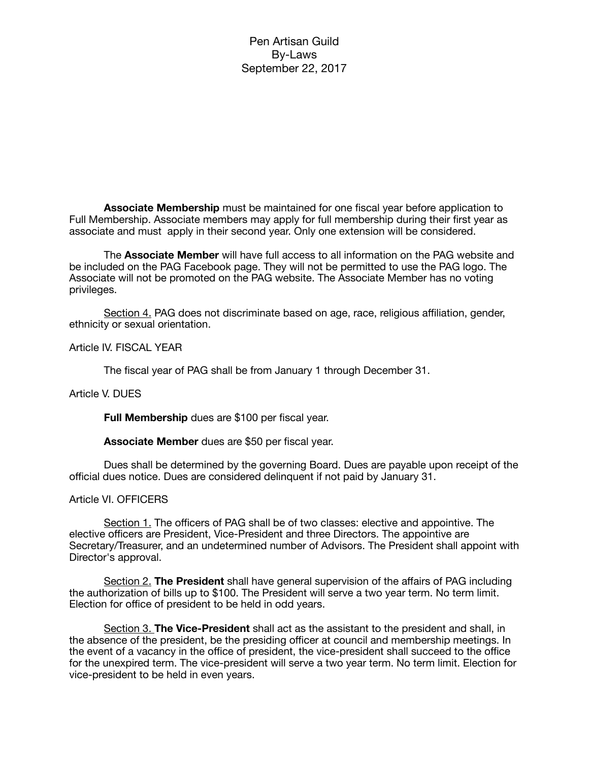Pen Artisan Guild
By-Laws
September 22, 2017

**Associate Membership** must be maintained for one fiscal year before application to Full Membership. Associate members may apply for full membership during their first year as associate and must apply in their second year. Only one extension will be considered.

The **Associate Member** will have full access to all information on the PAG website and be included on the PAG Facebook page. They will not be permitted to use the PAG logo. The Associate will not be promoted on the PAG website. The Associate Member has no voting privileges.

Section 4. PAG does not discriminate based on age, race, religious affiliation, gender, ethnicity or sexual orientation.

Article IV. FISCAL YEAR

The fiscal year of PAG shall be from January 1 through December 31.

Article V. DUES

**Full Membership** dues are $100 per fiscal year.

**Associate Member** dues are $50 per fiscal year.

Dues shall be determined by the governing Board. Dues are payable upon receipt of the official dues notice. Dues are considered delinquent if not paid by January 31.

Article VI. OFFICERS

Section 1. The officers of PAG shall be of two classes: elective and appointive. The elective officers are President, Vice-President and three Directors. The appointive are Secretary/Treasurer, and an undetermined number of Advisors. The President shall appoint with Director's approval.

Section 2. **The President** shall have general supervision of the affairs of PAG including the authorization of bills up to $100. The President will serve a two year term. No term limit. Election for office of president to be held in odd years.

Section 3. **The Vice-President** shall act as the assistant to the president and shall, in the absence of the president, be the presiding officer at council and membership meetings. In the event of a vacancy in the office of president, the vice-president shall succeed to the office for the unexpired term. The vice-president will serve a two year term. No term limit. Election for vice-president to be held in even years.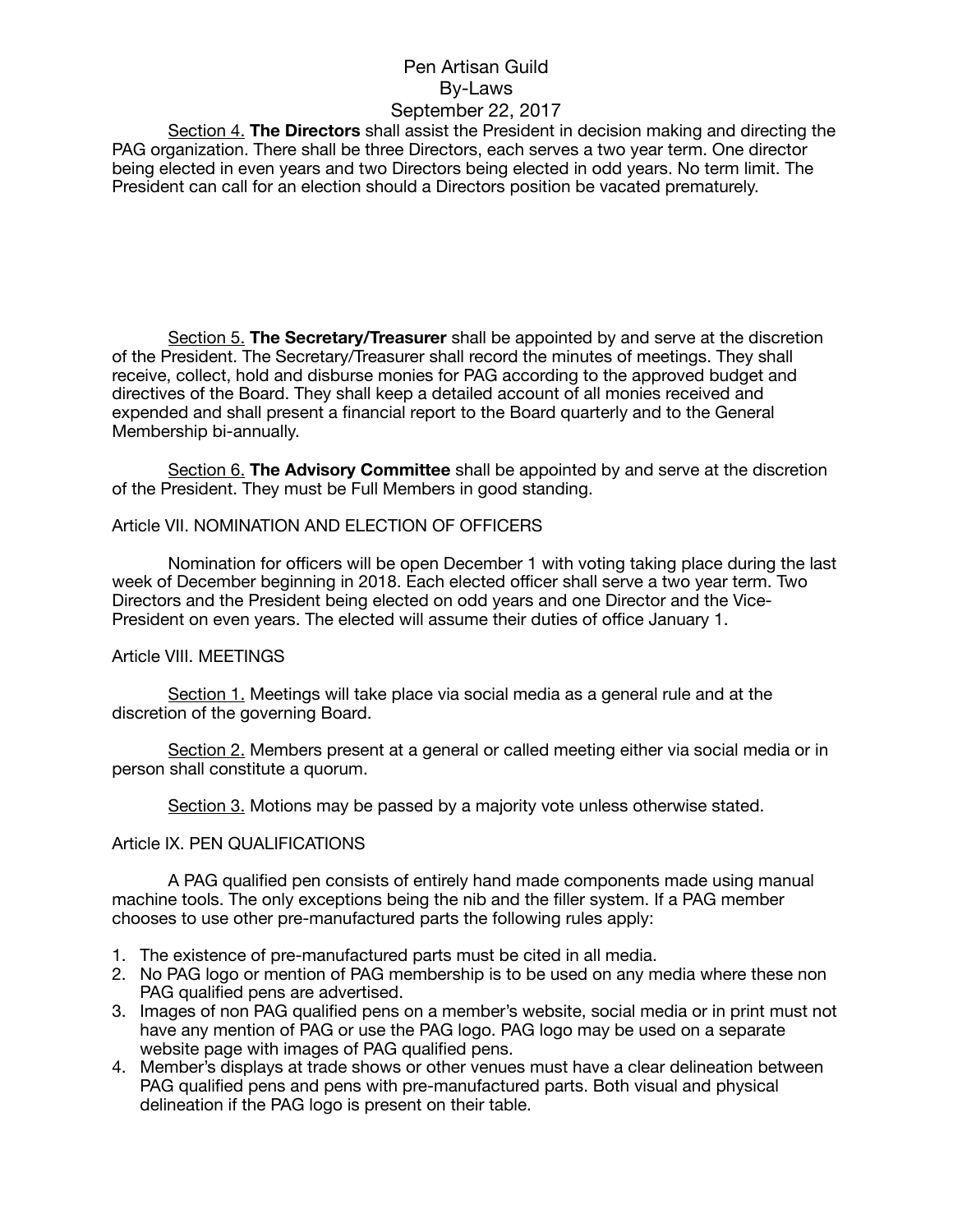Section 4. **The Directors** shall assist the President in decision making and directing the PAG organization. There shall be three Directors, each serves a two year term. One director being elected in even years and two Directors being elected in odd years. No term limit. The President can call for an election should a Directors position be vacated prematurely.

Section 5. **The Secretary/Treasurer** shall be appointed by and serve at the discretion of the President. The Secretary/Treasurer shall record the minutes of meetings. They shall receive, collect, hold and disburse monies for PAG according to the approved budget and directives of the Board. They shall keep a detailed account of all monies received and expended and shall present a financial report to the Board quarterly and to the General Membership bi-annually.

Section 6. **The Advisory Committee** shall be appointed by and serve at the discretion of the President. They must be Full Members in good standing.

## Article VII. NOMINATION AND ELECTION OF OFFICERS

Nomination for officers will be open December 1 with voting taking place during the last week of December beginning in 2018. Each elected officer shall serve a two year term. Two Directors and the President being elected on odd years and one Director and the Vice-President on even years. The elected will assume their duties of office January 1.

## Article VIII. MEETINGS

Section 1. Meetings will take place via social media as a general rule and at the discretion of the governing Board.

Section 2. Members present at a general or called meeting either via social media or in person shall constitute a quorum.

Section 3. Motions may be passed by a majority vote unless otherwise stated.

## Article IX. PEN QUALIFICATIONS

A PAG qualified pen consists of entirely hand made components made using manual machine tools. The only exceptions being the nib and the filler system. If a PAG member chooses to use other pre-manufactured parts the following rules apply:

1. The existence of pre-manufactured parts must be cited in all media.
2. No PAG logo or mention of PAG membership is to be used on any media where these non PAG qualified pens are advertised.
3. Images of non PAG qualified pens on a member's website, social media or in print must not have any mention of PAG or use the PAG logo. PAG logo may be used on a separate website page with images of PAG qualified pens.
4. Member's displays at trade shows or other venues must have a clear delineation between PAG qualified pens and pens with pre-manufactured parts. Both visual and physical delineation if the PAG logo is present on their table.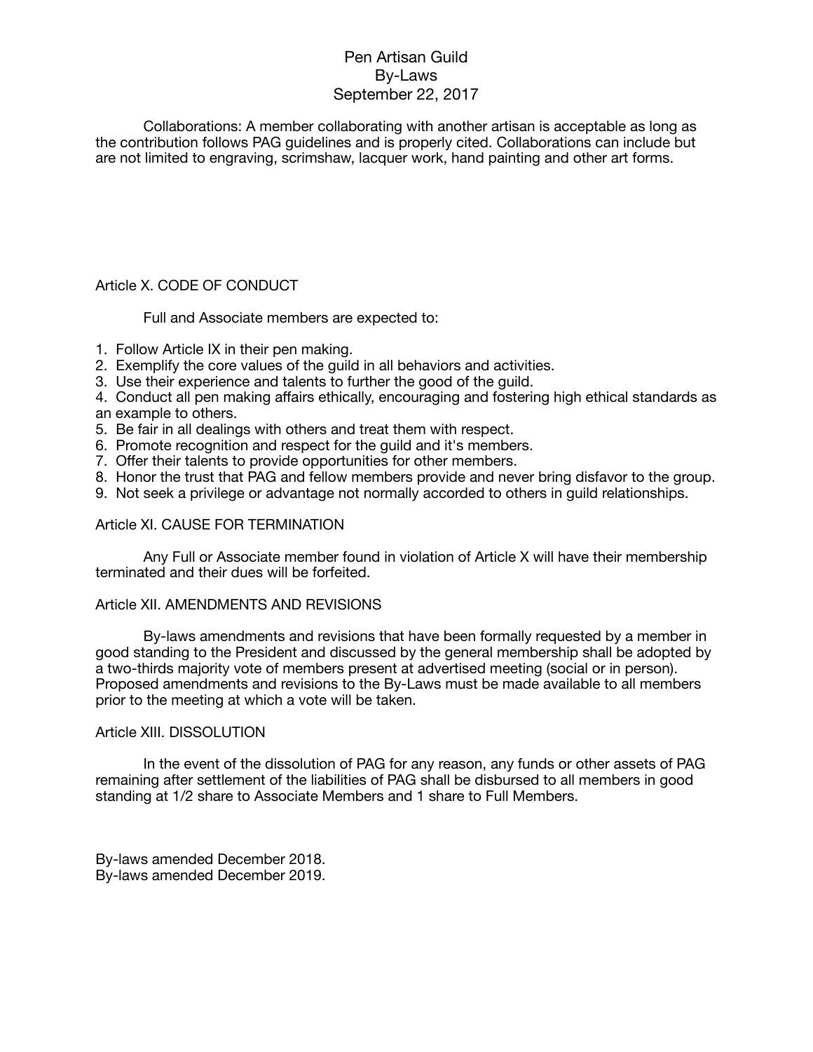Collaborations: A member collaborating with another artisan is acceptable as long as the contribution follows PAG guidelines and is properly cited. Collaborations can include but are not limited to engraving, scrimshaw, lacquer work, hand painting and other art forms.

## Article X. CODE OF CONDUCT

Full and Associate members are expected to:

1. Follow Article IX in their pen making.
2. Exemplify the core values of the guild in all behaviors and activities.
3. Use their experience and talents to further the good of the guild.
4. Conduct all pen making affairs ethically, encouraging and fostering high ethical standards as an example to others.
5. Be fair in all dealings with others and treat them with respect.
6. Promote recognition and respect for the guild and it's members.
7. Offer their talents to provide opportunities for other members.
8. Honor the trust that PAG and fellow members provide and never bring disfavor to the group.
9. Not seek a privilege or advantage not normally accorded to others in guild relationships.

## Article XI. CAUSE FOR TERMINATION

Any Full or Associate member found in violation of Article X will have their membership terminated and their dues will be forfeited.

## Article XII. AMENDMENTS AND REVISIONS

By-laws amendments and revisions that have been formally requested by a member in good standing to the President and discussed by the general membership shall be adopted by a two-thirds majority vote of members present at advertised meeting (social or in person). Proposed amendments and revisions to the By-Laws must be made available to all members prior to the meeting at which a vote will be taken.

## Article XIII. DISSOLUTION

In the event of the dissolution of PAG for any reason, any funds or other assets of PAG remaining after settlement of the liabilities of PAG shall be disbursed to all members in good standing at 1/2 share to Associate Members and 1 share to Full Members.

By-laws amended December 2018.
By-laws amended December 2019.